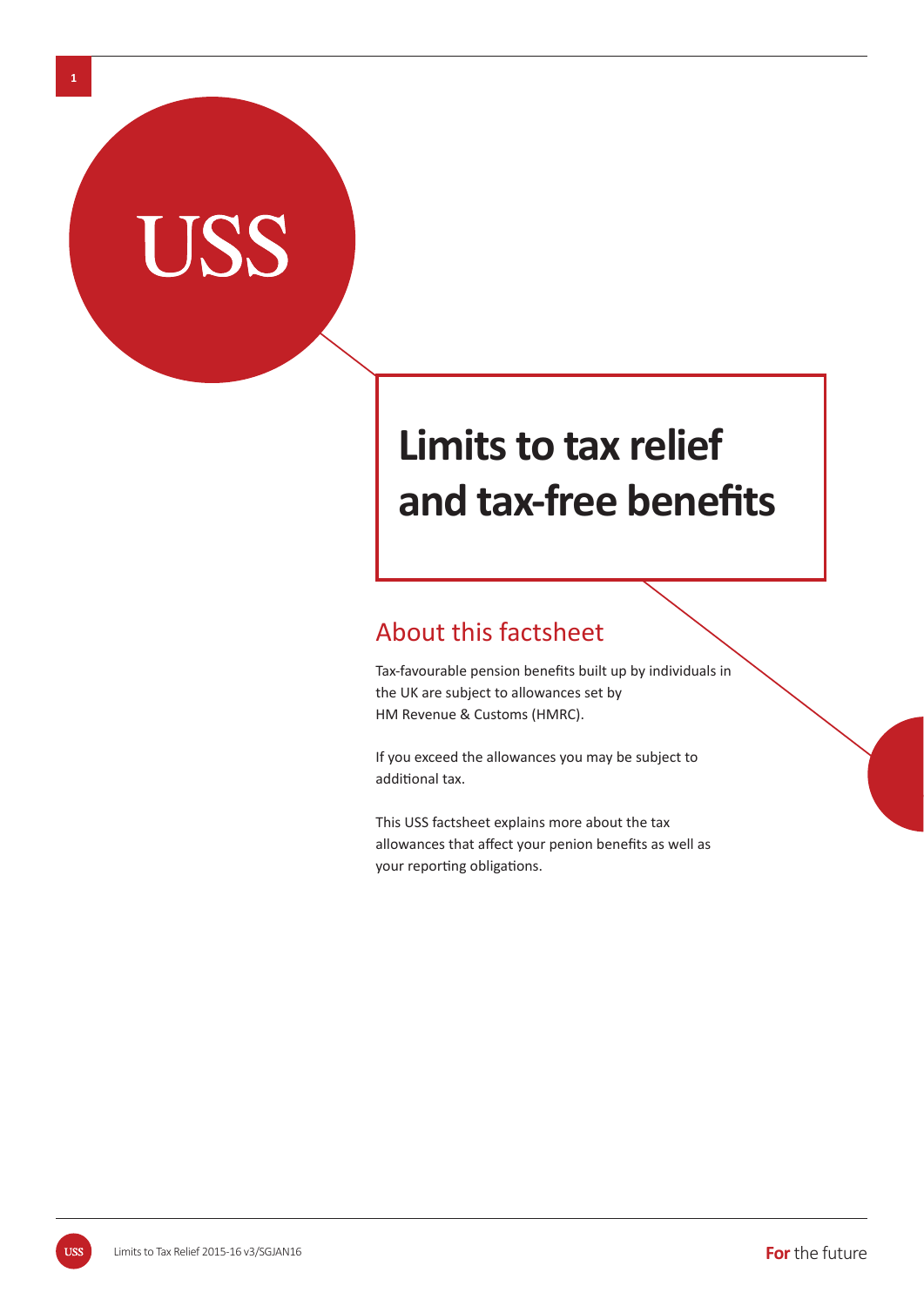USS

# Limits to tax relief and tax-free benefits

## About this factsheet

Tax-favourable pension benefits built up by individuals in the UK are subject to allowances set by HM Revenue & Customs (HMRC).

If you exceed the allowances you may be subject to additional tax.

This USS factsheet explains more about the tax allowances that affect your penion benefits as well as your reporting obligations.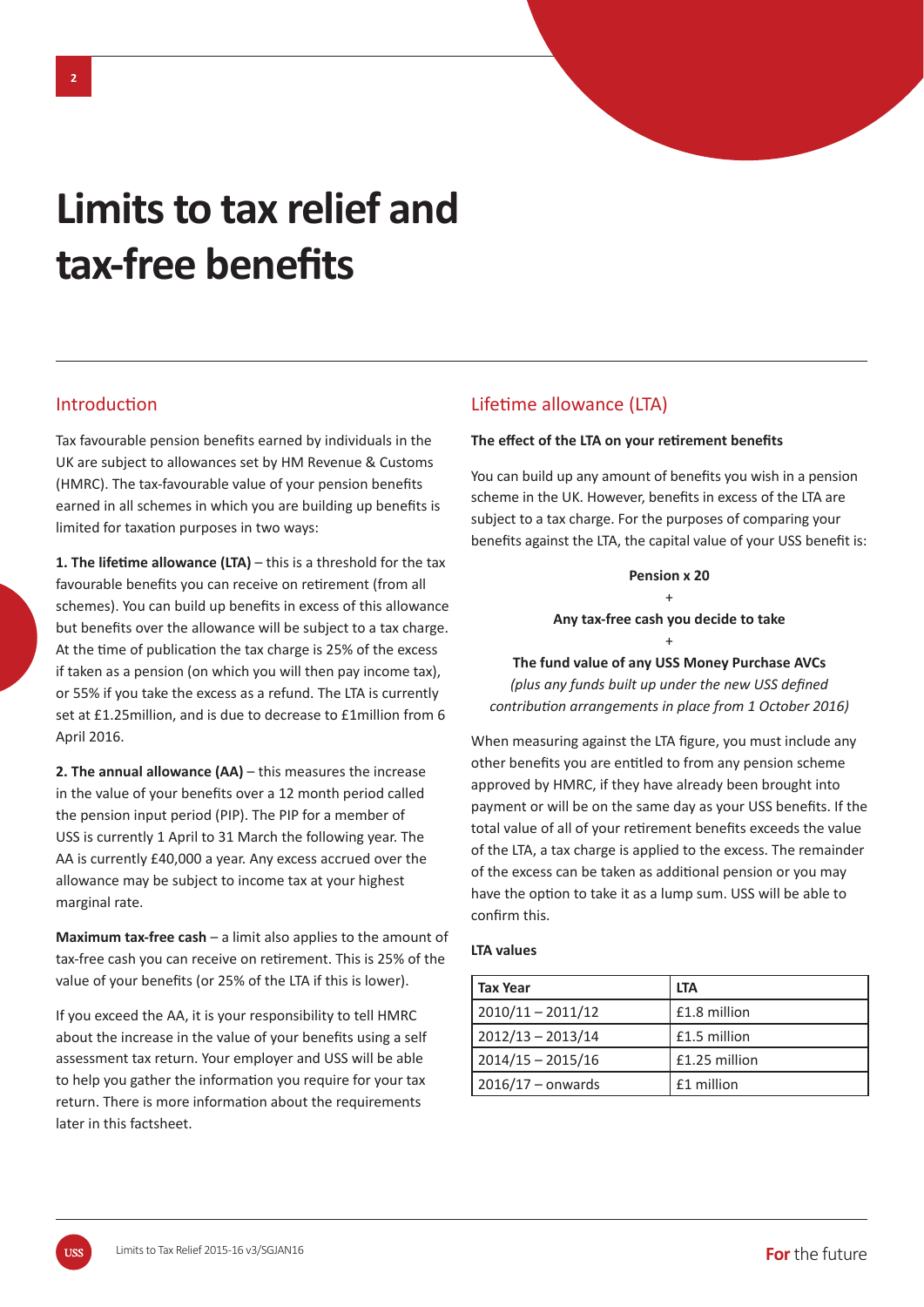# Limits to tax relief and tax-free benefits

## Introduction

Tax favourable pension benefits earned by individuals in the UK are subject to allowances set by HM Revenue & Customs (HMRC). The tax-favourable value of your pension benefits earned in all schemes in which you are building up benefits is limited for taxation purposes in two ways:

**1. The lifetime allowance (LTA)** – this is a threshold for the tax favourable benefits you can receive on retirement (from all schemes). You can build up benefits in excess of this allowance but benefits over the allowance will be subject to a tax charge. At the time of publication the tax charge is 25% of the excess if taken as a pension (on which you will then pay income tax), or 55% if you take the excess as a refund. The LTA is currently set at £1.25million, and is due to decrease to £1million from 6 April 2016.

**2. The annual allowance (AA)** – this measures the increase in the value of your benefits over a 12 month period called the pension input period (PIP). The PIP for a member of USS is currently 1 April to 31 March the following year. The AA is currently £40,000 a year. Any excess accrued over the allowance may be subject to income tax at your highest marginal rate.

**Maximum tax-free cash** – a limit also applies to the amount of tax-free cash you can receive on retirement. This is 25% of the value of your benefits (or 25% of the LTA if this is lower).

If you exceed the AA, it is your responsibility to tell HMRC about the increase in the value of your benefits using a self assessment tax return. Your employer and USS will be able to help you gather the information you require for your tax return. There is more information about the requirements later in this factsheet.

## Lifetime allowance (LTA)

**The effect of the LTA on your retirement benefits**

You can build up any amount of benefits you wish in a pension scheme in the UK. However, benefits in excess of the LTA are subject to a tax charge. For the purposes of comparing your benefits against the LTA, the capital value of your USS benefit is:

**Pension x 20**

+

**Any tax-free cash you decide to take**

+

**The fund value of any USS Money Purchase AVCs**
*(plus any funds built up under the new USS defined contribution arrangements in place from 1 October 2016)*

When measuring against the LTA figure, you must include any other benefits you are entitled to from any pension scheme approved by HMRC, if they have already been brought into payment or will be on the same day as your USS benefits. If the total value of all of your retirement benefits exceeds the value of the LTA, a tax charge is applied to the excess. The remainder of the excess can be taken as additional pension or you may have the option to take it as a lump sum. USS will be able to confirm this.

**LTA values**

| Tax Year | LTA |
|---|---|
| 2010/11 – 2011/12 | £1.8 million |
| 2012/13 – 2013/14 | £1.5 million |
| 2014/15 – 2015/16 | £1.25 million |
| 2016/17 – onwards | £1 million |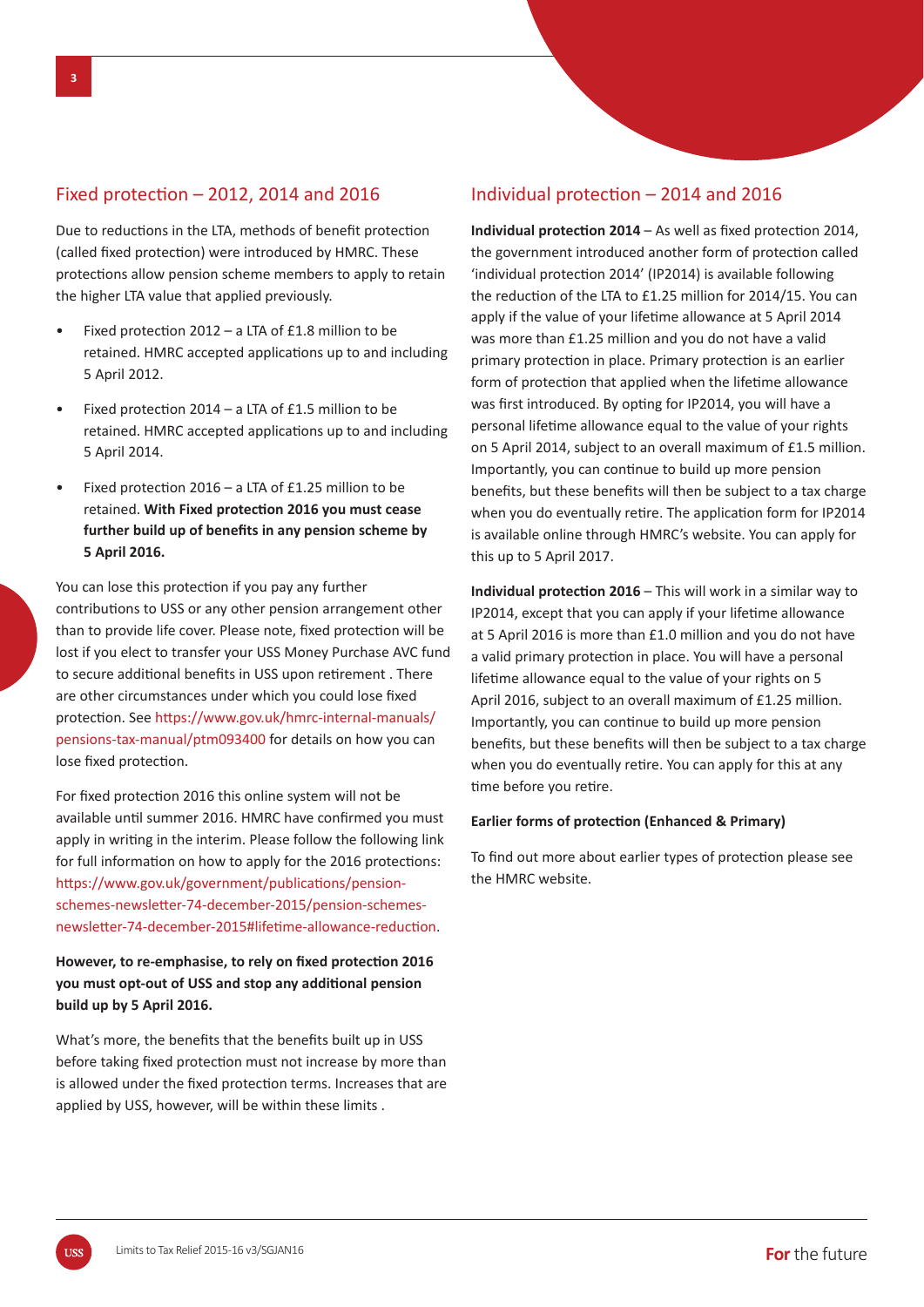## Fixed protection – 2012, 2014 and 2016

Due to reductions in the LTA, methods of benefit protection (called fixed protection) were introduced by HMRC. These protections allow pension scheme members to apply to retain the higher LTA value that applied previously.

- Fixed protection 2012 – a LTA of £1.8 million to be retained. HMRC accepted applications up to and including 5 April 2012.
- Fixed protection 2014 – a LTA of £1.5 million to be retained. HMRC accepted applications up to and including 5 April 2014.
- Fixed protection 2016 – a LTA of £1.25 million to be retained. **With Fixed protection 2016 you must cease further build up of benefits in any pension scheme by 5 April 2016.**

You can lose this protection if you pay any further contributions to USS or any other pension arrangement other than to provide life cover. Please note, fixed protection will be lost if you elect to transfer your USS Money Purchase AVC fund to secure additional benefits in USS upon retirement . There are other circumstances under which you could lose fixed protection. See https://www.gov.uk/hmrc-internal-manuals/pensions-tax-manual/ptm093400 for details on how you can lose fixed protection.

For fixed protection 2016 this online system will not be available until summer 2016. HMRC have confirmed you must apply in writing in the interim. Please follow the following link for full information on how to apply for the 2016 protections: https://www.gov.uk/government/publications/pension-schemes-newsletter-74-december-2015/pension-schemes-newsletter-74-december-2015#lifetime-allowance-reduction.

**However, to re-emphasise, to rely on fixed protection 2016 you must opt-out of USS and stop any additional pension build up by 5 April 2016.**

What's more, the benefits that the benefits built up in USS before taking fixed protection must not increase by more than is allowed under the fixed protection terms. Increases that are applied by USS, however, will be within these limits .

## Individual protection – 2014 and 2016

**Individual protection 2014** – As well as fixed protection 2014, the government introduced another form of protection called 'individual protection 2014' (IP2014) is available following the reduction of the LTA to £1.25 million for 2014/15. You can apply if the value of your lifetime allowance at 5 April 2014 was more than £1.25 million and you do not have a valid primary protection in place. Primary protection is an earlier form of protection that applied when the lifetime allowance was first introduced. By opting for IP2014, you will have a personal lifetime allowance equal to the value of your rights on 5 April 2014, subject to an overall maximum of £1.5 million. Importantly, you can continue to build up more pension benefits, but these benefits will then be subject to a tax charge when you do eventually retire. The application form for IP2014 is available online through HMRC's website. You can apply for this up to 5 April 2017.

**Individual protection 2016** – This will work in a similar way to IP2014, except that you can apply if your lifetime allowance at 5 April 2016 is more than £1.0 million and you do not have a valid primary protection in place. You will have a personal lifetime allowance equal to the value of your rights on 5 April 2016, subject to an overall maximum of £1.25 million. Importantly, you can continue to build up more pension benefits, but these benefits will then be subject to a tax charge when you do eventually retire. You can apply for this at any time before you retire.

**Earlier forms of protection (Enhanced & Primary)**

To find out more about earlier types of protection please see the HMRC website.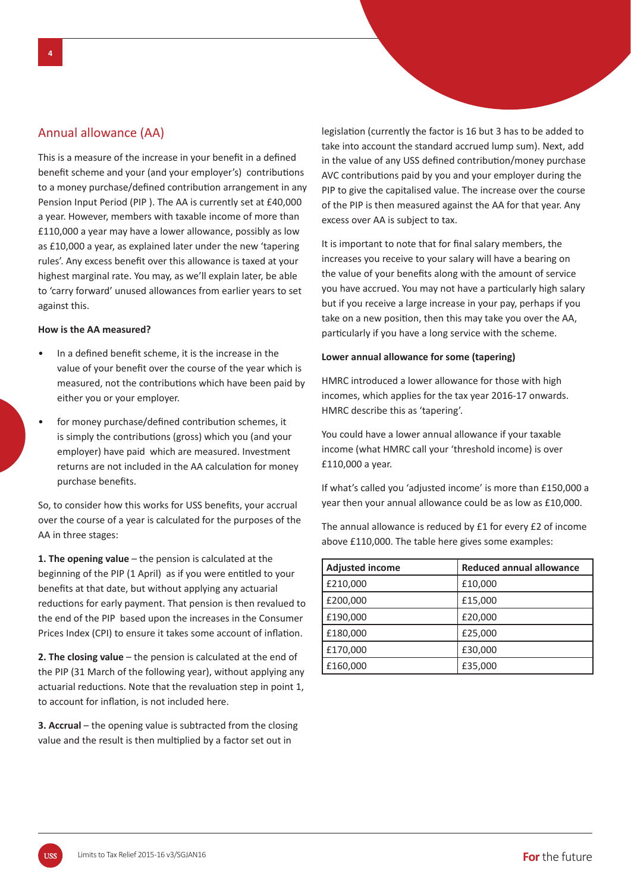## Annual allowance (AA)

This is a measure of the increase in your benefit in a defined benefit scheme and your (and your employer's) contributions to a money purchase/defined contribution arrangement in any Pension Input Period (PIP ). The AA is currently set at £40,000 a year. However, members with taxable income of more than £110,000 a year may have a lower allowance, possibly as low as £10,000 a year, as explained later under the new 'tapering rules'. Any excess benefit over this allowance is taxed at your highest marginal rate. You may, as we'll explain later, be able to 'carry forward' unused allowances from earlier years to set against this.

**How is the AA measured?**

- In a defined benefit scheme, it is the increase in the value of your benefit over the course of the year which is measured, not the contributions which have been paid by either you or your employer.
- for money purchase/defined contribution schemes, it is simply the contributions (gross) which you (and your employer) have paid which are measured. Investment returns are not included in the AA calculation for money purchase benefits.

So, to consider how this works for USS benefits, your accrual over the course of a year is calculated for the purposes of the AA in three stages:

**1. The opening value** – the pension is calculated at the beginning of the PIP (1 April) as if you were entitled to your benefits at that date, but without applying any actuarial reductions for early payment. That pension is then revalued to the end of the PIP based upon the increases in the Consumer Prices Index (CPI) to ensure it takes some account of inflation.

**2. The closing value** – the pension is calculated at the end of the PIP (31 March of the following year), without applying any actuarial reductions. Note that the revaluation step in point 1, to account for inflation, is not included here.

**3. Accrual** – the opening value is subtracted from the closing value and the result is then multiplied by a factor set out in legislation (currently the factor is 16 but 3 has to be added to take into account the standard accrued lump sum). Next, add in the value of any USS defined contribution/money purchase AVC contributions paid by you and your employer during the PIP to give the capitalised value. The increase over the course of the PIP is then measured against the AA for that year. Any excess over AA is subject to tax.

It is important to note that for final salary members, the increases you receive to your salary will have a bearing on the value of your benefits along with the amount of service you have accrued. You may not have a particularly high salary but if you receive a large increase in your pay, perhaps if you take on a new position, then this may take you over the AA, particularly if you have a long service with the scheme.

**Lower annual allowance for some (tapering)**

HMRC introduced a lower allowance for those with high incomes, which applies for the tax year 2016-17 onwards. HMRC describe this as 'tapering'.

You could have a lower annual allowance if your taxable income (what HMRC call your 'threshold income) is over £110,000 a year.

If what's called you 'adjusted income' is more than £150,000 a year then your annual allowance could be as low as £10,000.

The annual allowance is reduced by £1 for every £2 of income above £110,000. The table here gives some examples:

| Adjusted income | Reduced annual allowance |
|---|---|
| £210,000 | £10,000 |
| £200,000 | £15,000 |
| £190,000 | £20,000 |
| £180,000 | £25,000 |
| £170,000 | £30,000 |
| £160,000 | £35,000 |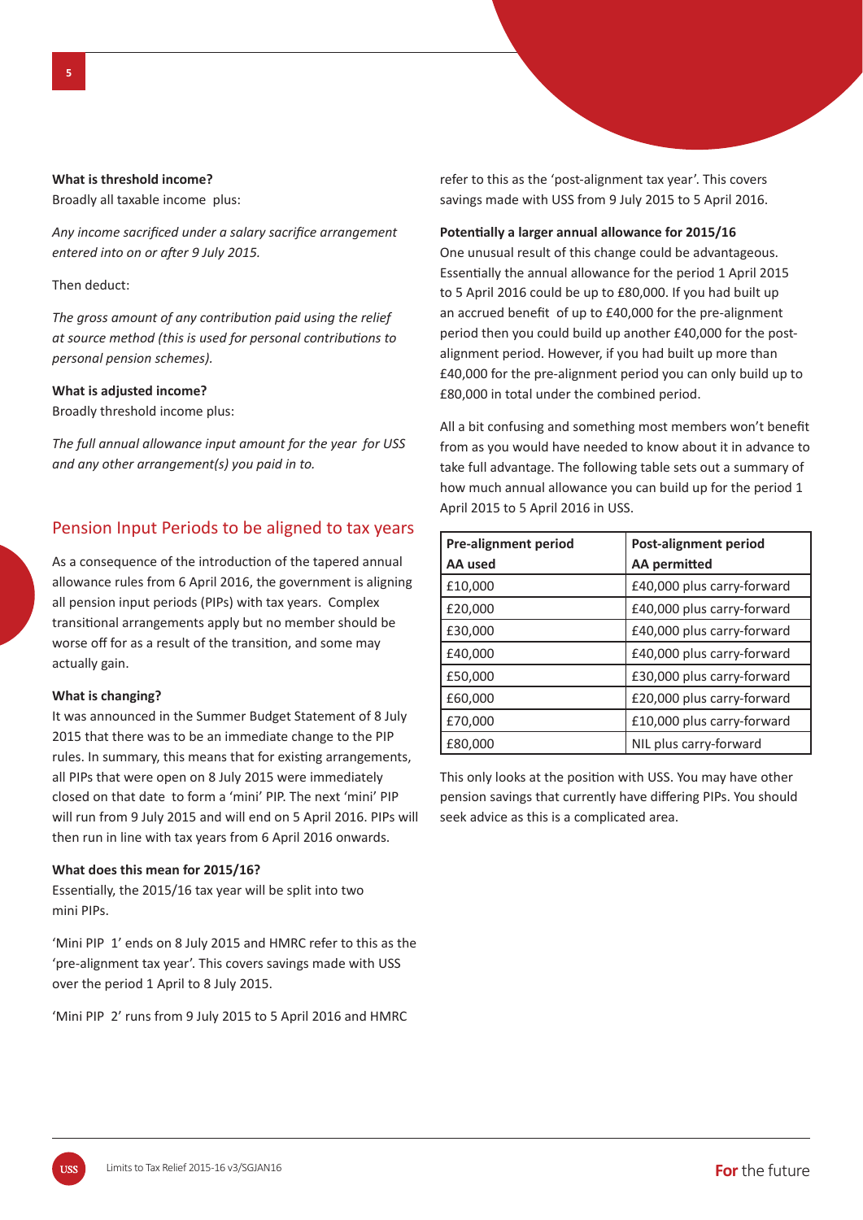**What is threshold income?**

Broadly all taxable income plus:

*Any income sacrificed under a salary sacrifice arrangement entered into on or after 9 July 2015.*

Then deduct:

*The gross amount of any contribution paid using the relief at source method (this is used for personal contributions to personal pension schemes).*

**What is adjusted income?**

Broadly threshold income plus:

*The full annual allowance input amount for the year for USS and any other arrangement(s) you paid in to.*

## Pension Input Periods to be aligned to tax years

As a consequence of the introduction of the tapered annual allowance rules from 6 April 2016, the government is aligning all pension input periods (PIPs) with tax years. Complex transitional arrangements apply but no member should be worse off for as a result of the transition, and some may actually gain.

**What is changing?**

It was announced in the Summer Budget Statement of 8 July 2015 that there was to be an immediate change to the PIP rules. In summary, this means that for existing arrangements, all PIPs that were open on 8 July 2015 were immediately closed on that date to form a 'mini' PIP. The next 'mini' PIP will run from 9 July 2015 and will end on 5 April 2016. PIPs will then run in line with tax years from 6 April 2016 onwards.

**What does this mean for 2015/16?**

Essentially, the 2015/16 tax year will be split into two mini PIPs.

'Mini PIP 1' ends on 8 July 2015 and HMRC refer to this as the 'pre-alignment tax year'. This covers savings made with USS over the period 1 April to 8 July 2015.

'Mini PIP 2' runs from 9 July 2015 to 5 April 2016 and HMRC refer to this as the 'post-alignment tax year'. This covers savings made with USS from 9 July 2015 to 5 April 2016.

**Potentially a larger annual allowance for 2015/16**

One unusual result of this change could be advantageous. Essentially the annual allowance for the period 1 April 2015 to 5 April 2016 could be up to £80,000. If you had built up an accrued benefit of up to £40,000 for the pre-alignment period then you could build up another £40,000 for the post-alignment period. However, if you had built up more than £40,000 for the pre-alignment period you can only build up to £80,000 in total under the combined period.

All a bit confusing and something most members won't benefit from as you would have needed to know about it in advance to take full advantage. The following table sets out a summary of how much annual allowance you can build up for the period 1 April 2015 to 5 April 2016 in USS.

| Pre-alignment period AA used | Post-alignment period AA permitted |
|---|---|
| £10,000 | £40,000 plus carry-forward |
| £20,000 | £40,000 plus carry-forward |
| £30,000 | £40,000 plus carry-forward |
| £40,000 | £40,000 plus carry-forward |
| £50,000 | £30,000 plus carry-forward |
| £60,000 | £20,000 plus carry-forward |
| £70,000 | £10,000 plus carry-forward |
| £80,000 | NIL plus carry-forward |

This only looks at the position with USS. You may have other pension savings that currently have differing PIPs. You should seek advice as this is a complicated area.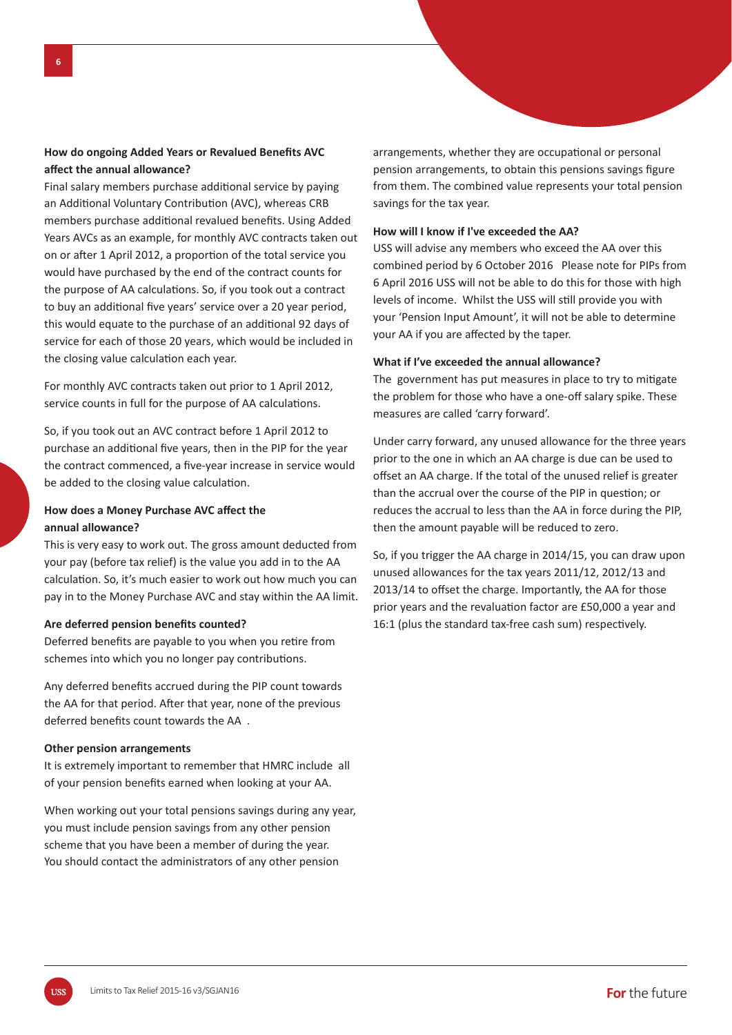**How do ongoing Added Years or Revalued Benefits AVC affect the annual allowance?**

Final salary members purchase additional service by paying an Additional Voluntary Contribution (AVC), whereas CRB members purchase additional revalued benefits. Using Added Years AVCs as an example, for monthly AVC contracts taken out on or after 1 April 2012, a proportion of the total service you would have purchased by the end of the contract counts for the purpose of AA calculations. So, if you took out a contract to buy an additional five years' service over a 20 year period, this would equate to the purchase of an additional 92 days of service for each of those 20 years, which would be included in the closing value calculation each year.

For monthly AVC contracts taken out prior to 1 April 2012, service counts in full for the purpose of AA calculations.

So, if you took out an AVC contract before 1 April 2012 to purchase an additional five years, then in the PIP for the year the contract commenced, a five-year increase in service would be added to the closing value calculation.

**How does a Money Purchase AVC affect the annual allowance?**

This is very easy to work out. The gross amount deducted from your pay (before tax relief) is the value you add in to the AA calculation. So, it's much easier to work out how much you can pay in to the Money Purchase AVC and stay within the AA limit.

**Are deferred pension benefits counted?**

Deferred benefits are payable to you when you retire from schemes into which you no longer pay contributions.

Any deferred benefits accrued during the PIP count towards the AA for that period. After that year, none of the previous deferred benefits count towards the AA .

**Other pension arrangements**

It is extremely important to remember that HMRC include all of your pension benefits earned when looking at your AA.

When working out your total pensions savings during any year, you must include pension savings from any other pension scheme that you have been a member of during the year. You should contact the administrators of any other pension arrangements, whether they are occupational or personal pension arrangements, to obtain this pensions savings figure from them. The combined value represents your total pension savings for the tax year.

**How will I know if I've exceeded the AA?**

USS will advise any members who exceed the AA over this combined period by 6 October 2016 Please note for PIPs from 6 April 2016 USS will not be able to do this for those with high levels of income. Whilst the USS will still provide you with your 'Pension Input Amount', it will not be able to determine your AA if you are affected by the taper.

**What if I've exceeded the annual allowance?**

The government has put measures in place to try to mitigate the problem for those who have a one-off salary spike. These measures are called 'carry forward'.

Under carry forward, any unused allowance for the three years prior to the one in which an AA charge is due can be used to offset an AA charge. If the total of the unused relief is greater than the accrual over the course of the PIP in question; or reduces the accrual to less than the AA in force during the PIP, then the amount payable will be reduced to zero.

So, if you trigger the AA charge in 2014/15, you can draw upon unused allowances for the tax years 2011/12, 2012/13 and 2013/14 to offset the charge. Importantly, the AA for those prior years and the revaluation factor are £50,000 a year and 16:1 (plus the standard tax-free cash sum) respectively.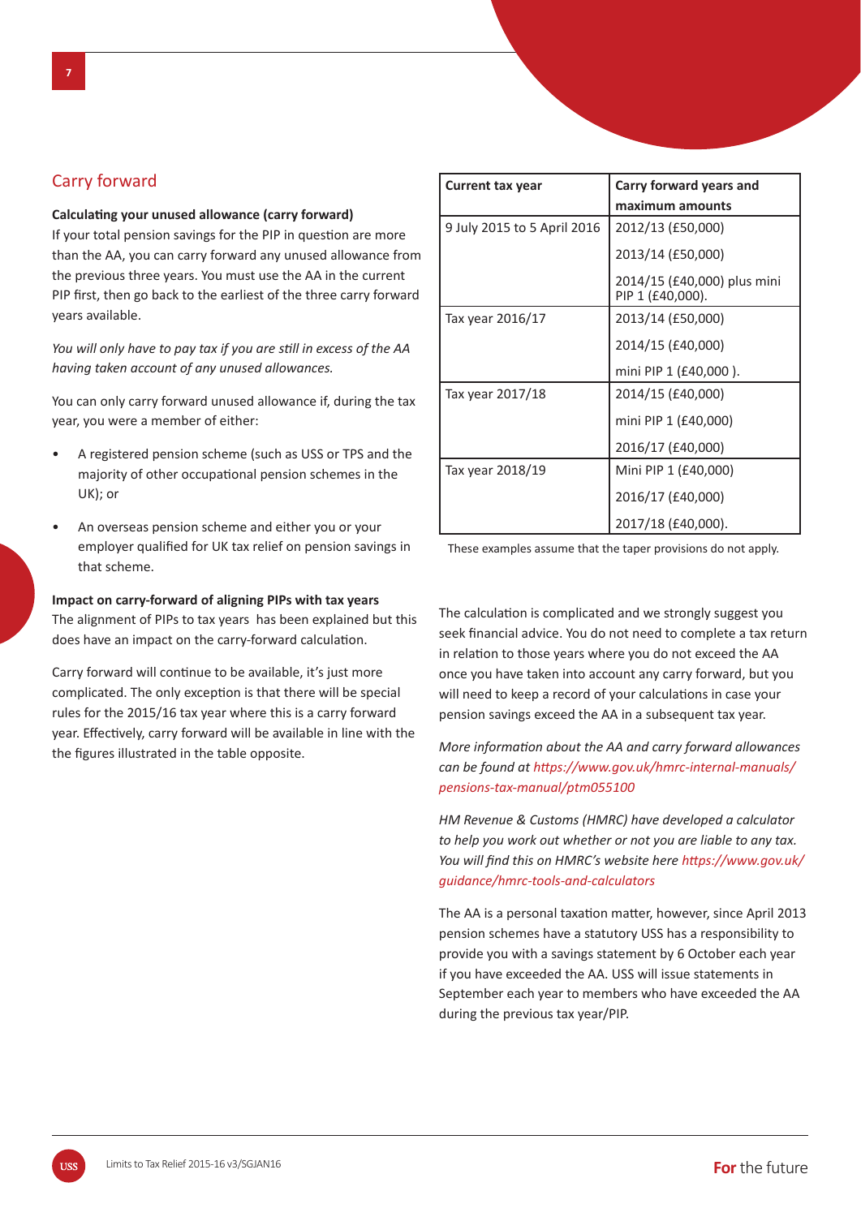## Carry forward

**Calculating your unused allowance (carry forward)**

If your total pension savings for the PIP in question are more than the AA, you can carry forward any unused allowance from the previous three years. You must use the AA in the current PIP first, then go back to the earliest of the three carry forward years available.

*You will only have to pay tax if you are still in excess of the AA having taken account of any unused allowances.*

You can only carry forward unused allowance if, during the tax year, you were a member of either:

- A registered pension scheme (such as USS or TPS and the majority of other occupational pension schemes in the UK); or
- An overseas pension scheme and either you or your employer qualified for UK tax relief on pension savings in that scheme.

**Impact on carry-forward of aligning PIPs with tax years**

The alignment of PIPs to tax years has been explained but this does have an impact on the carry-forward calculation.

Carry forward will continue to be available, it's just more complicated. The only exception is that there will be special rules for the 2015/16 tax year where this is a carry forward year. Effectively, carry forward will be available in line with the the figures illustrated in the table opposite.

| Current tax year | Carry forward years and maximum amounts |
|---|---|
| 9 July 2015 to 5 April 2016 | 2012/13 (£50,000) |
| | 2013/14 (£50,000) |
| | 2014/15 (£40,000) plus mini PIP 1 (£40,000). |
| Tax year 2016/17 | 2013/14 (£50,000) |
| | 2014/15 (£40,000) |
| | mini PIP 1 (£40,000 ). |
| Tax year 2017/18 | 2014/15 (£40,000) |
| | mini PIP 1 (£40,000) |
| | 2016/17 (£40,000) |
| Tax year 2018/19 | Mini PIP 1 (£40,000) |
| | 2016/17 (£40,000) |
| | 2017/18 (£40,000). |

These examples assume that the taper provisions do not apply.

The calculation is complicated and we strongly suggest you seek financial advice. You do not need to complete a tax return in relation to those years where you do not exceed the AA once you have taken into account any carry forward, but you will need to keep a record of your calculations in case your pension savings exceed the AA in a subsequent tax year.

*More information about the AA and carry forward allowances can be found at https://www.gov.uk/hmrc-internal-manuals/pensions-tax-manual/ptm055100*

*HM Revenue & Customs (HMRC) have developed a calculator to help you work out whether or not you are liable to any tax. You will find this on HMRC's website here https://www.gov.uk/guidance/hmrc-tools-and-calculators*

The AA is a personal taxation matter, however, since April 2013 pension schemes have a statutory USS has a responsibility to provide you with a savings statement by 6 October each year if you have exceeded the AA. USS will issue statements in September each year to members who have exceeded the AA during the previous tax year/PIP.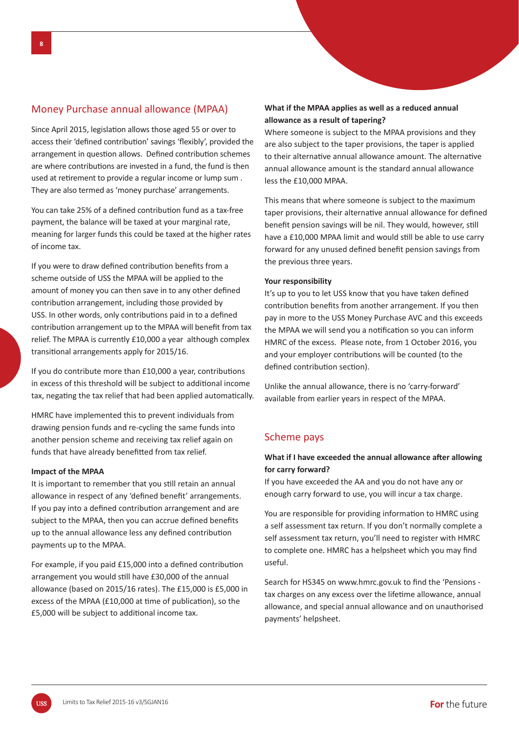## Money Purchase annual allowance (MPAA)

Since April 2015, legislation allows those aged 55 or over to access their 'defined contribution' savings 'flexibly', provided the arrangement in question allows. Defined contribution schemes are where contributions are invested in a fund, the fund is then used at retirement to provide a regular income or lump sum . They are also termed as 'money purchase' arrangements.

You can take 25% of a defined contribution fund as a tax-free payment, the balance will be taxed at your marginal rate, meaning for larger funds this could be taxed at the higher rates of income tax.

If you were to draw defined contribution benefits from a scheme outside of USS the MPAA will be applied to the amount of money you can then save in to any other defined contribution arrangement, including those provided by USS. In other words, only contributions paid in to a defined contribution arrangement up to the MPAA will benefit from tax relief. The MPAA is currently £10,000 a year although complex transitional arrangements apply for 2015/16.

If you do contribute more than £10,000 a year, contributions in excess of this threshold will be subject to additional income tax, negating the tax relief that had been applied automatically.

HMRC have implemented this to prevent individuals from drawing pension funds and re-cycling the same funds into another pension scheme and receiving tax relief again on funds that have already benefitted from tax relief.

**Impact of the MPAA**

It is important to remember that you still retain an annual allowance in respect of any 'defined benefit' arrangements. If you pay into a defined contribution arrangement and are subject to the MPAA, then you can accrue defined benefits up to the annual allowance less any defined contribution payments up to the MPAA.

For example, if you paid £15,000 into a defined contribution arrangement you would still have £30,000 of the annual allowance (based on 2015/16 rates). The £15,000 is £5,000 in excess of the MPAA (£10,000 at time of publication), so the £5,000 will be subject to additional income tax.

**What if the MPAA applies as well as a reduced annual allowance as a result of tapering?**

Where someone is subject to the MPAA provisions and they are also subject to the taper provisions, the taper is applied to their alternative annual allowance amount. The alternative annual allowance amount is the standard annual allowance less the £10,000 MPAA.

This means that where someone is subject to the maximum taper provisions, their alternative annual allowance for defined benefit pension savings will be nil. They would, however, still have a £10,000 MPAA limit and would still be able to use carry forward for any unused defined benefit pension savings from the previous three years.

**Your responsibility**

It's up to you to let USS know that you have taken defined contribution benefits from another arrangement. If you then pay in more to the USS Money Purchase AVC and this exceeds the MPAA we will send you a notification so you can inform HMRC of the excess. Please note, from 1 October 2016, you and your employer contributions will be counted (to the defined contribution section).

Unlike the annual allowance, there is no 'carry-forward' available from earlier years in respect of the MPAA.

## Scheme pays

**What if I have exceeded the annual allowance after allowing for carry forward?**

If you have exceeded the AA and you do not have any or enough carry forward to use, you will incur a tax charge.

You are responsible for providing information to HMRC using a self assessment tax return. If you don't normally complete a self assessment tax return, you'll need to register with HMRC to complete one. HMRC has a helpsheet which you may find useful.

Search for HS345 on www.hmrc.gov.uk to find the 'Pensions - tax charges on any excess over the lifetime allowance, annual allowance, and special annual allowance and on unauthorised payments' helpsheet.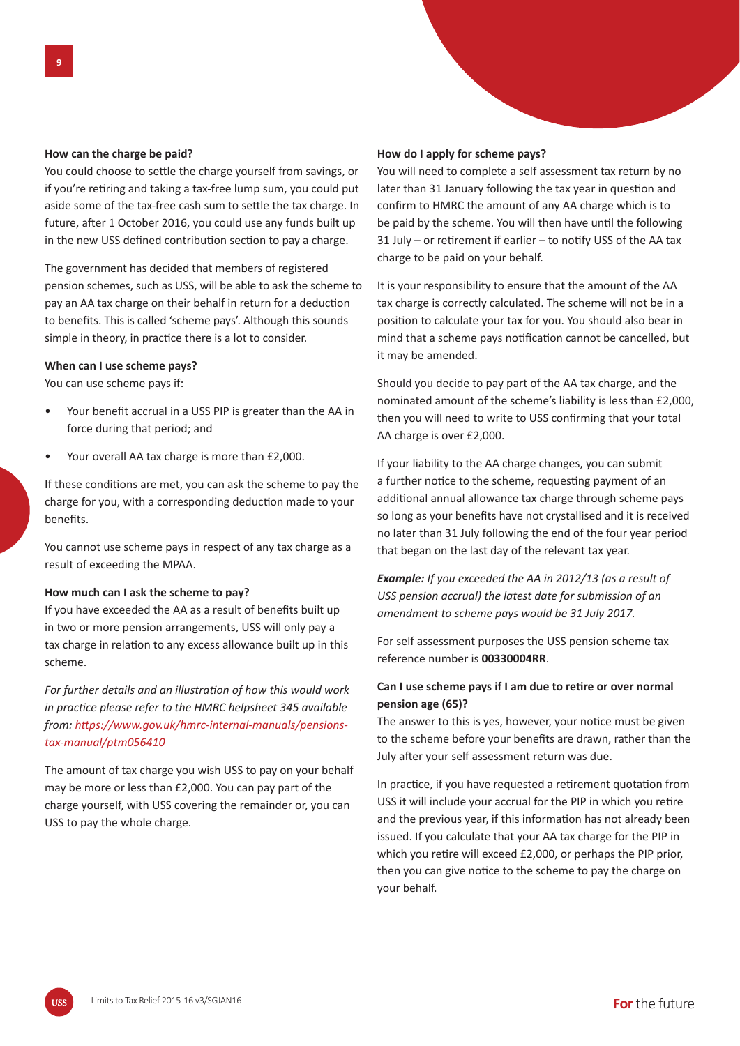### How can the charge be paid?

You could choose to settle the charge yourself from savings, or if you're retiring and taking a tax-free lump sum, you could put aside some of the tax-free cash sum to settle the tax charge. In future, after 1 October 2016, you could use any funds built up in the new USS defined contribution section to pay a charge.

The government has decided that members of registered pension schemes, such as USS, will be able to ask the scheme to pay an AA tax charge on their behalf in return for a deduction to benefits. This is called 'scheme pays'. Although this sounds simple in theory, in practice there is a lot to consider.

### When can I use scheme pays?

You can use scheme pays if:

- Your benefit accrual in a USS PIP is greater than the AA in force during that period; and
- Your overall AA tax charge is more than £2,000.

If these conditions are met, you can ask the scheme to pay the charge for you, with a corresponding deduction made to your benefits.

You cannot use scheme pays in respect of any tax charge as a result of exceeding the MPAA.

### How much can I ask the scheme to pay?

If you have exceeded the AA as a result of benefits built up in two or more pension arrangements, USS will only pay a tax charge in relation to any excess allowance built up in this scheme.

*For further details and an illustration of how this would work in practice please refer to the HMRC helpsheet 345 available from: https://www.gov.uk/hmrc-internal-manuals/pensions-tax-manual/ptm056410*

The amount of tax charge you wish USS to pay on your behalf may be more or less than £2,000. You can pay part of the charge yourself, with USS covering the remainder or, you can USS to pay the whole charge.

### How do I apply for scheme pays?

You will need to complete a self assessment tax return by no later than 31 January following the tax year in question and confirm to HMRC the amount of any AA charge which is to be paid by the scheme. You will then have until the following 31 July – or retirement if earlier – to notify USS of the AA tax charge to be paid on your behalf.

It is your responsibility to ensure that the amount of the AA tax charge is correctly calculated. The scheme will not be in a position to calculate your tax for you. You should also bear in mind that a scheme pays notification cannot be cancelled, but it may be amended.

Should you decide to pay part of the AA tax charge, and the nominated amount of the scheme's liability is less than £2,000, then you will need to write to USS confirming that your total AA charge is over £2,000.

If your liability to the AA charge changes, you can submit a further notice to the scheme, requesting payment of an additional annual allowance tax charge through scheme pays so long as your benefits have not crystallised and it is received no later than 31 July following the end of the four year period that began on the last day of the relevant tax year.

***Example:*** *If you exceeded the AA in 2012/13 (as a result of USS pension accrual) the latest date for submission of an amendment to scheme pays would be 31 July 2017.*

For self assessment purposes the USS pension scheme tax reference number is **00330004RR**.

### Can I use scheme pays if I am due to retire or over normal pension age (65)?

The answer to this is yes, however, your notice must be given to the scheme before your benefits are drawn, rather than the July after your self assessment return was due.

In practice, if you have requested a retirement quotation from USS it will include your accrual for the PIP in which you retire and the previous year, if this information has not already been issued. If you calculate that your AA tax charge for the PIP in which you retire will exceed £2,000, or perhaps the PIP prior, then you can give notice to the scheme to pay the charge on your behalf.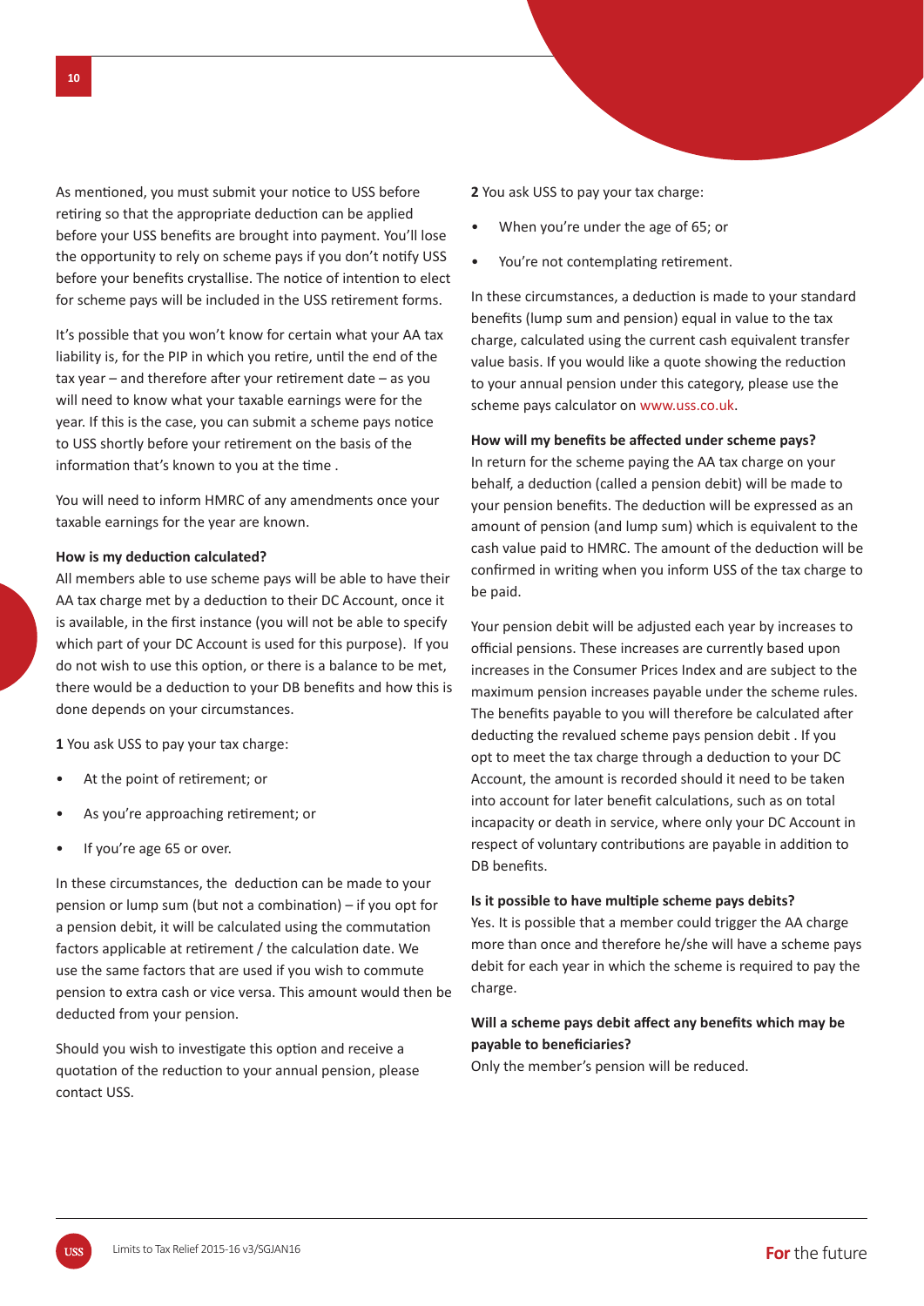As mentioned, you must submit your notice to USS before retiring so that the appropriate deduction can be applied before your USS benefits are brought into payment. You'll lose the opportunity to rely on scheme pays if you don't notify USS before your benefits crystallise. The notice of intention to elect for scheme pays will be included in the USS retirement forms.

It's possible that you won't know for certain what your AA tax liability is, for the PIP in which you retire, until the end of the tax year – and therefore after your retirement date – as you will need to know what your taxable earnings were for the year. If this is the case, you can submit a scheme pays notice to USS shortly before your retirement on the basis of the information that's known to you at the time .

You will need to inform HMRC of any amendments once your taxable earnings for the year are known.

**How is my deduction calculated?**

All members able to use scheme pays will be able to have their AA tax charge met by a deduction to their DC Account, once it is available, in the first instance (you will not be able to specify which part of your DC Account is used for this purpose). If you do not wish to use this option, or there is a balance to be met, there would be a deduction to your DB benefits and how this is done depends on your circumstances.

**1** You ask USS to pay your tax charge:

- At the point of retirement; or
- As you're approaching retirement; or
- If you're age 65 or over.

In these circumstances, the deduction can be made to your pension or lump sum (but not a combination) – if you opt for a pension debit, it will be calculated using the commutation factors applicable at retirement / the calculation date. We use the same factors that are used if you wish to commute pension to extra cash or vice versa. This amount would then be deducted from your pension.

Should you wish to investigate this option and receive a quotation of the reduction to your annual pension, please contact USS.

**2** You ask USS to pay your tax charge:

- When you're under the age of 65; or
- You're not contemplating retirement.

In these circumstances, a deduction is made to your standard benefits (lump sum and pension) equal in value to the tax charge, calculated using the current cash equivalent transfer value basis. If you would like a quote showing the reduction to your annual pension under this category, please use the scheme pays calculator on www.uss.co.uk.

**How will my benefits be affected under scheme pays?**

In return for the scheme paying the AA tax charge on your behalf, a deduction (called a pension debit) will be made to your pension benefits. The deduction will be expressed as an amount of pension (and lump sum) which is equivalent to the cash value paid to HMRC. The amount of the deduction will be confirmed in writing when you inform USS of the tax charge to be paid.

Your pension debit will be adjusted each year by increases to official pensions. These increases are currently based upon increases in the Consumer Prices Index and are subject to the maximum pension increases payable under the scheme rules. The benefits payable to you will therefore be calculated after deducting the revalued scheme pays pension debit . If you opt to meet the tax charge through a deduction to your DC Account, the amount is recorded should it need to be taken into account for later benefit calculations, such as on total incapacity or death in service, where only your DC Account in respect of voluntary contributions are payable in addition to DB benefits.

**Is it possible to have multiple scheme pays debits?**

Yes. It is possible that a member could trigger the AA charge more than once and therefore he/she will have a scheme pays debit for each year in which the scheme is required to pay the charge.

**Will a scheme pays debit affect any benefits which may be payable to beneficiaries?**

Only the member's pension will be reduced.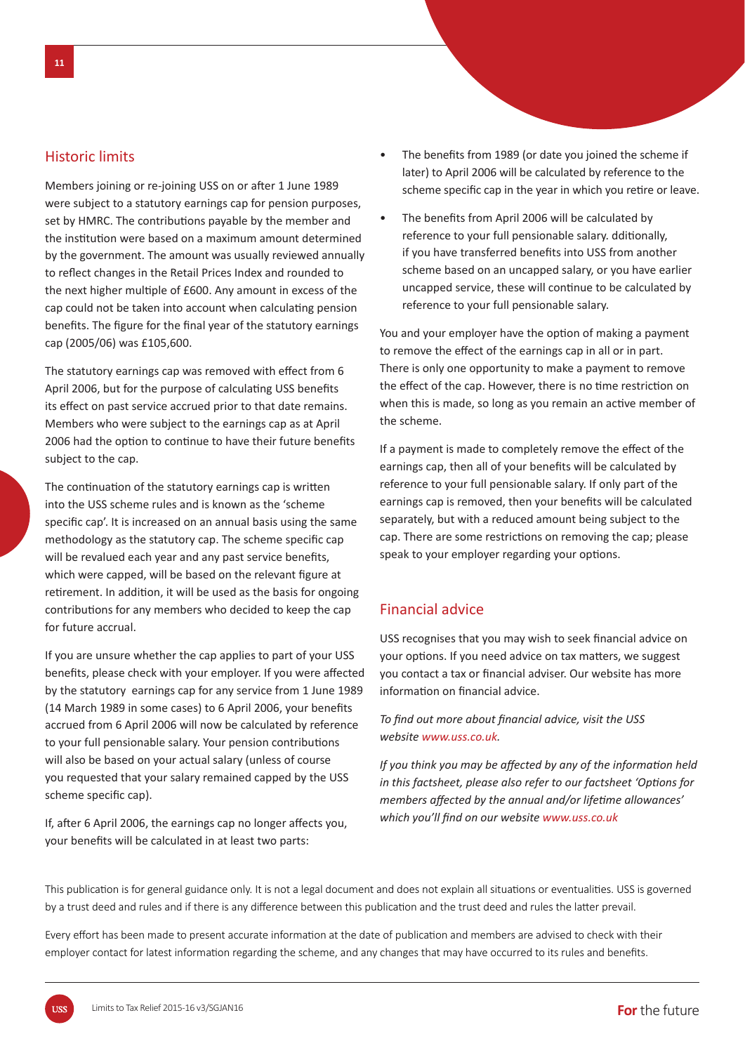## Historic limits

Members joining or re-joining USS on or after 1 June 1989 were subject to a statutory earnings cap for pension purposes, set by HMRC. The contributions payable by the member and the institution were based on a maximum amount determined by the government. The amount was usually reviewed annually to reflect changes in the Retail Prices Index and rounded to the next higher multiple of £600. Any amount in excess of the cap could not be taken into account when calculating pension benefits. The figure for the final year of the statutory earnings cap (2005/06) was £105,600.

The statutory earnings cap was removed with effect from 6 April 2006, but for the purpose of calculating USS benefits its effect on past service accrued prior to that date remains. Members who were subject to the earnings cap as at April 2006 had the option to continue to have their future benefits subject to the cap.

The continuation of the statutory earnings cap is written into the USS scheme rules and is known as the 'scheme specific cap'. It is increased on an annual basis using the same methodology as the statutory cap. The scheme specific cap will be revalued each year and any past service benefits, which were capped, will be based on the relevant figure at retirement. In addition, it will be used as the basis for ongoing contributions for any members who decided to keep the cap for future accrual.

If you are unsure whether the cap applies to part of your USS benefits, please check with your employer. If you were affected by the statutory earnings cap for any service from 1 June 1989 (14 March 1989 in some cases) to 6 April 2006, your benefits accrued from 6 April 2006 will now be calculated by reference to your full pensionable salary. Your pension contributions will also be based on your actual salary (unless of course you requested that your salary remained capped by the USS scheme specific cap).

If, after 6 April 2006, the earnings cap no longer affects you, your benefits will be calculated in at least two parts:

- The benefits from 1989 (or date you joined the scheme if later) to April 2006 will be calculated by reference to the scheme specific cap in the year in which you retire or leave.
- The benefits from April 2006 will be calculated by reference to your full pensionable salary. dditionally, if you have transferred benefits into USS from another scheme based on an uncapped salary, or you have earlier uncapped service, these will continue to be calculated by reference to your full pensionable salary.

You and your employer have the option of making a payment to remove the effect of the earnings cap in all or in part. There is only one opportunity to make a payment to remove the effect of the cap. However, there is no time restriction on when this is made, so long as you remain an active member of the scheme.

If a payment is made to completely remove the effect of the earnings cap, then all of your benefits will be calculated by reference to your full pensionable salary. If only part of the earnings cap is removed, then your benefits will be calculated separately, but with a reduced amount being subject to the cap. There are some restrictions on removing the cap; please speak to your employer regarding your options.

## Financial advice

USS recognises that you may wish to seek financial advice on your options. If you need advice on tax matters, we suggest you contact a tax or financial adviser. Our website has more information on financial advice.

*To find out more about financial advice, visit the USS website www.uss.co.uk.*

*If you think you may be affected by any of the information held in this factsheet, please also refer to our factsheet 'Options for members affected by the annual and/or lifetime allowances' which you'll find on our website www.uss.co.uk*

This publication is for general guidance only. It is not a legal document and does not explain all situations or eventualities. USS is governed by a trust deed and rules and if there is any difference between this publication and the trust deed and rules the latter prevail.

Every effort has been made to present accurate information at the date of publication and members are advised to check with their employer contact for latest information regarding the scheme, and any changes that may have occurred to its rules and benefits.

Limits to Tax Relief 2015-16 v3/SGJAN16

**For** the future